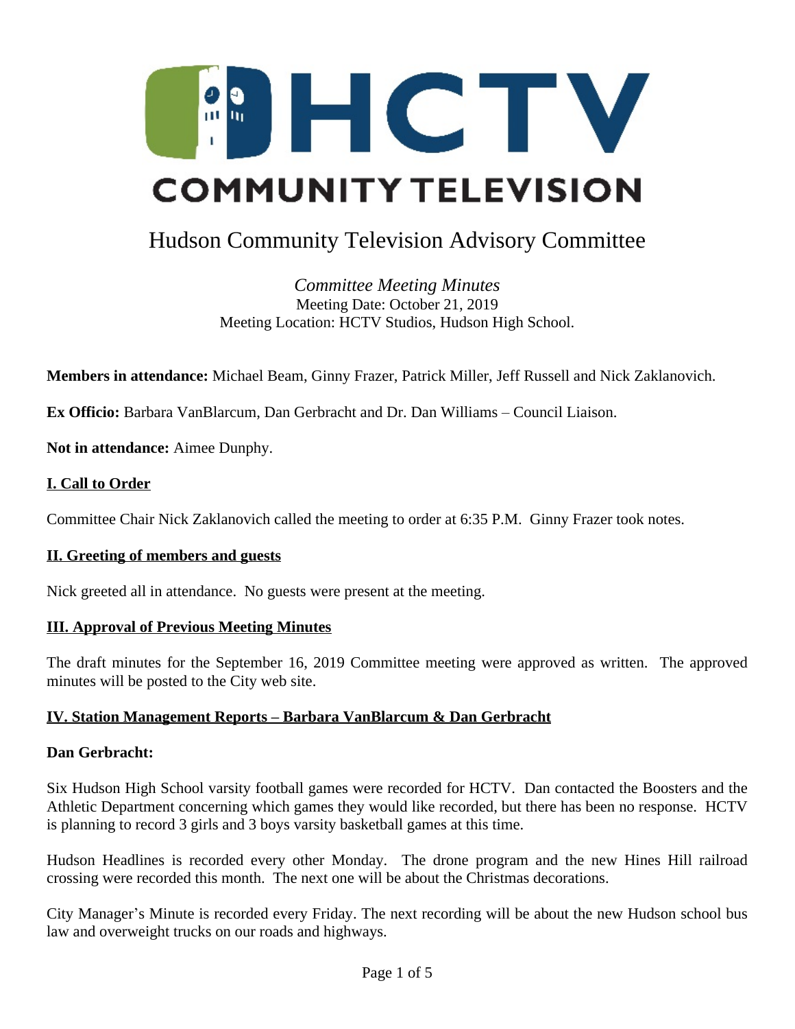# HCTV COMMUNITY TELEVISION

## Hudson Community Television Advisory Committee

*Committee Meeting Minutes*
Meeting Date: October 21, 2019
Meeting Location: HCTV Studios, Hudson High School.

**Members in attendance:** Michael Beam, Ginny Frazer, Patrick Miller, Jeff Russell and Nick Zaklanovich.

**Ex Officio:** Barbara VanBlarcum, Dan Gerbracht and Dr. Dan Williams – Council Liaison.

**Not in attendance:** Aimee Dunphy.

### I. Call to Order

Committee Chair Nick Zaklanovich called the meeting to order at 6:35 P.M. Ginny Frazer took notes.

### II. Greeting of members and guests

Nick greeted all in attendance. No guests were present at the meeting.

### III. Approval of Previous Meeting Minutes

The draft minutes for the September 16, 2019 Committee meeting were approved as written. The approved minutes will be posted to the City web site.

### IV. Station Management Reports – Barbara VanBlarcum & Dan Gerbracht

**Dan Gerbracht:**

Six Hudson High School varsity football games were recorded for HCTV. Dan contacted the Boosters and the Athletic Department concerning which games they would like recorded, but there has been no response. HCTV is planning to record 3 girls and 3 boys varsity basketball games at this time.

Hudson Headlines is recorded every other Monday. The drone program and the new Hines Hill railroad crossing were recorded this month. The next one will be about the Christmas decorations.

City Manager's Minute is recorded every Friday. The next recording will be about the new Hudson school bus law and overweight trucks on our roads and highways.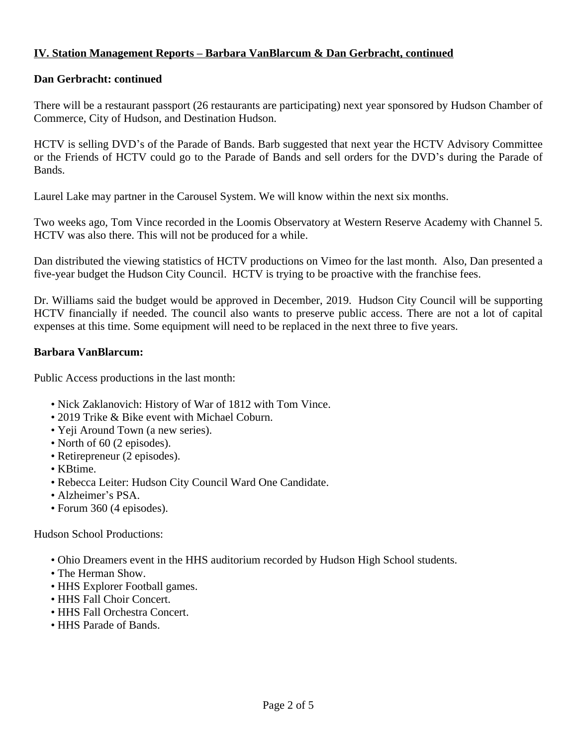## IV. Station Management Reports – Barbara VanBlarcum & Dan Gerbracht, continued

**Dan Gerbracht: continued**

There will be a restaurant passport (26 restaurants are participating) next year sponsored by Hudson Chamber of Commerce, City of Hudson, and Destination Hudson.

HCTV is selling DVD's of the Parade of Bands. Barb suggested that next year the HCTV Advisory Committee or the Friends of HCTV could go to the Parade of Bands and sell orders for the DVD's during the Parade of Bands.

Laurel Lake may partner in the Carousel System. We will know within the next six months.

Two weeks ago, Tom Vince recorded in the Loomis Observatory at Western Reserve Academy with Channel 5. HCTV was also there. This will not be produced for a while.

Dan distributed the viewing statistics of HCTV productions on Vimeo for the last month. Also, Dan presented a five-year budget the Hudson City Council. HCTV is trying to be proactive with the franchise fees.

Dr. Williams said the budget would be approved in December, 2019. Hudson City Council will be supporting HCTV financially if needed. The council also wants to preserve public access. There are not a lot of capital expenses at this time. Some equipment will need to be replaced in the next three to five years.

**Barbara VanBlarcum:**

Public Access productions in the last month:

- Nick Zaklanovich: History of War of 1812 with Tom Vince.
- 2019 Trike & Bike event with Michael Coburn.
- Yeji Around Town (a new series).
- North of 60 (2 episodes).
- Retirepreneur (2 episodes).
- KBtime.
- Rebecca Leiter: Hudson City Council Ward One Candidate.
- Alzheimer's PSA.
- Forum 360 (4 episodes).

Hudson School Productions:

- Ohio Dreamers event in the HHS auditorium recorded by Hudson High School students.
- The Herman Show.
- HHS Explorer Football games.
- HHS Fall Choir Concert.
- HHS Fall Orchestra Concert.
- HHS Parade of Bands.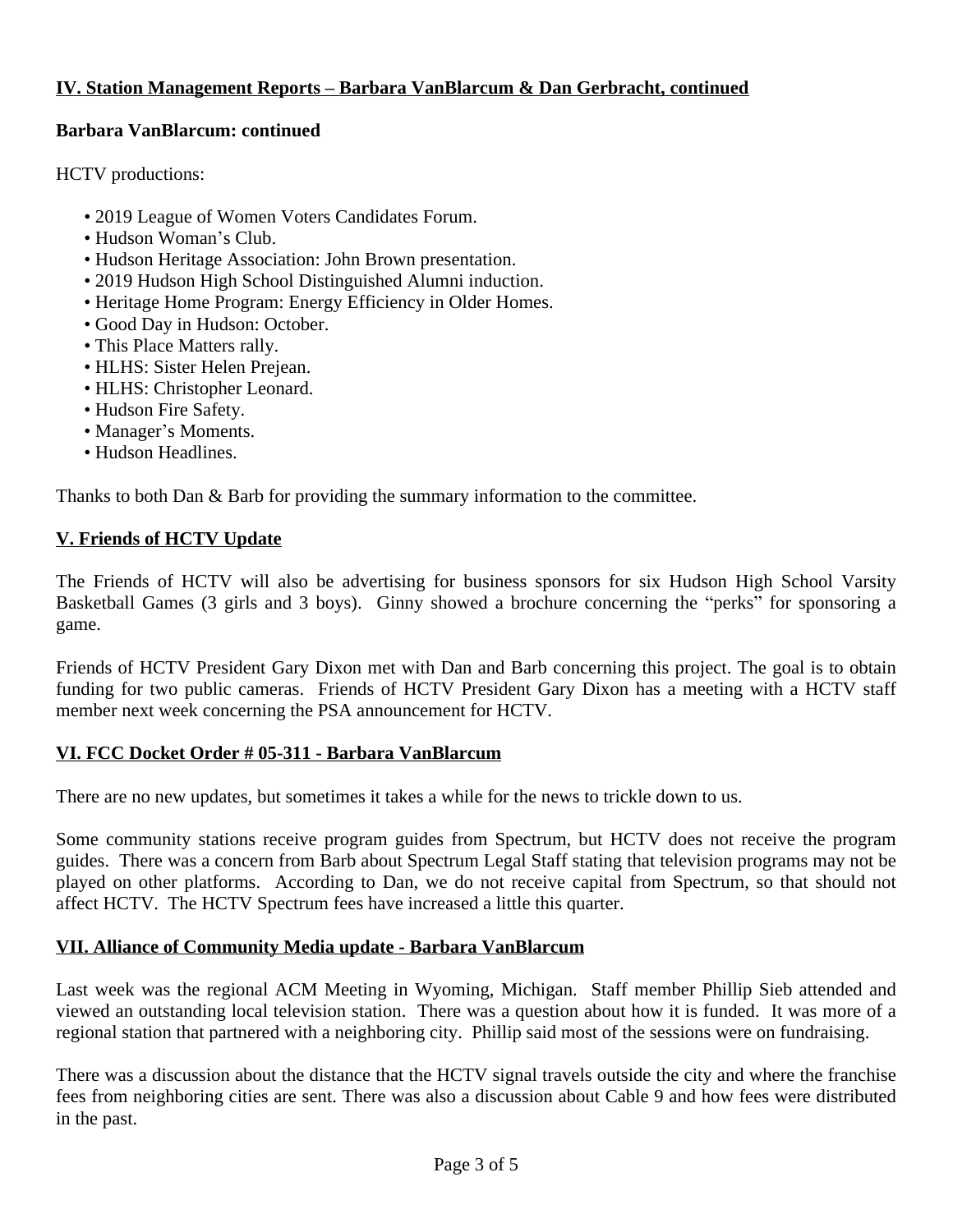## IV. Station Management Reports – Barbara VanBlarcum & Dan Gerbracht, continued

**Barbara VanBlarcum: continued**

HCTV productions:

- 2019 League of Women Voters Candidates Forum.
- Hudson Woman's Club.
- Hudson Heritage Association: John Brown presentation.
- 2019 Hudson High School Distinguished Alumni induction.
- Heritage Home Program: Energy Efficiency in Older Homes.
- Good Day in Hudson: October.
- This Place Matters rally.
- HLHS: Sister Helen Prejean.
- HLHS: Christopher Leonard.
- Hudson Fire Safety.
- Manager's Moments.
- Hudson Headlines.

Thanks to both Dan & Barb for providing the summary information to the committee.

## V. Friends of HCTV Update

The Friends of HCTV will also be advertising for business sponsors for six Hudson High School Varsity Basketball Games (3 girls and 3 boys). Ginny showed a brochure concerning the "perks" for sponsoring a game.

Friends of HCTV President Gary Dixon met with Dan and Barb concerning this project. The goal is to obtain funding for two public cameras. Friends of HCTV President Gary Dixon has a meeting with a HCTV staff member next week concerning the PSA announcement for HCTV.

## VI. FCC Docket Order # 05-311 - Barbara VanBlarcum

There are no new updates, but sometimes it takes a while for the news to trickle down to us.

Some community stations receive program guides from Spectrum, but HCTV does not receive the program guides. There was a concern from Barb about Spectrum Legal Staff stating that television programs may not be played on other platforms. According to Dan, we do not receive capital from Spectrum, so that should not affect HCTV. The HCTV Spectrum fees have increased a little this quarter.

## VII. Alliance of Community Media update - Barbara VanBlarcum

Last week was the regional ACM Meeting in Wyoming, Michigan. Staff member Phillip Sieb attended and viewed an outstanding local television station. There was a question about how it is funded. It was more of a regional station that partnered with a neighboring city. Phillip said most of the sessions were on fundraising.

There was a discussion about the distance that the HCTV signal travels outside the city and where the franchise fees from neighboring cities are sent. There was also a discussion about Cable 9 and how fees were distributed in the past.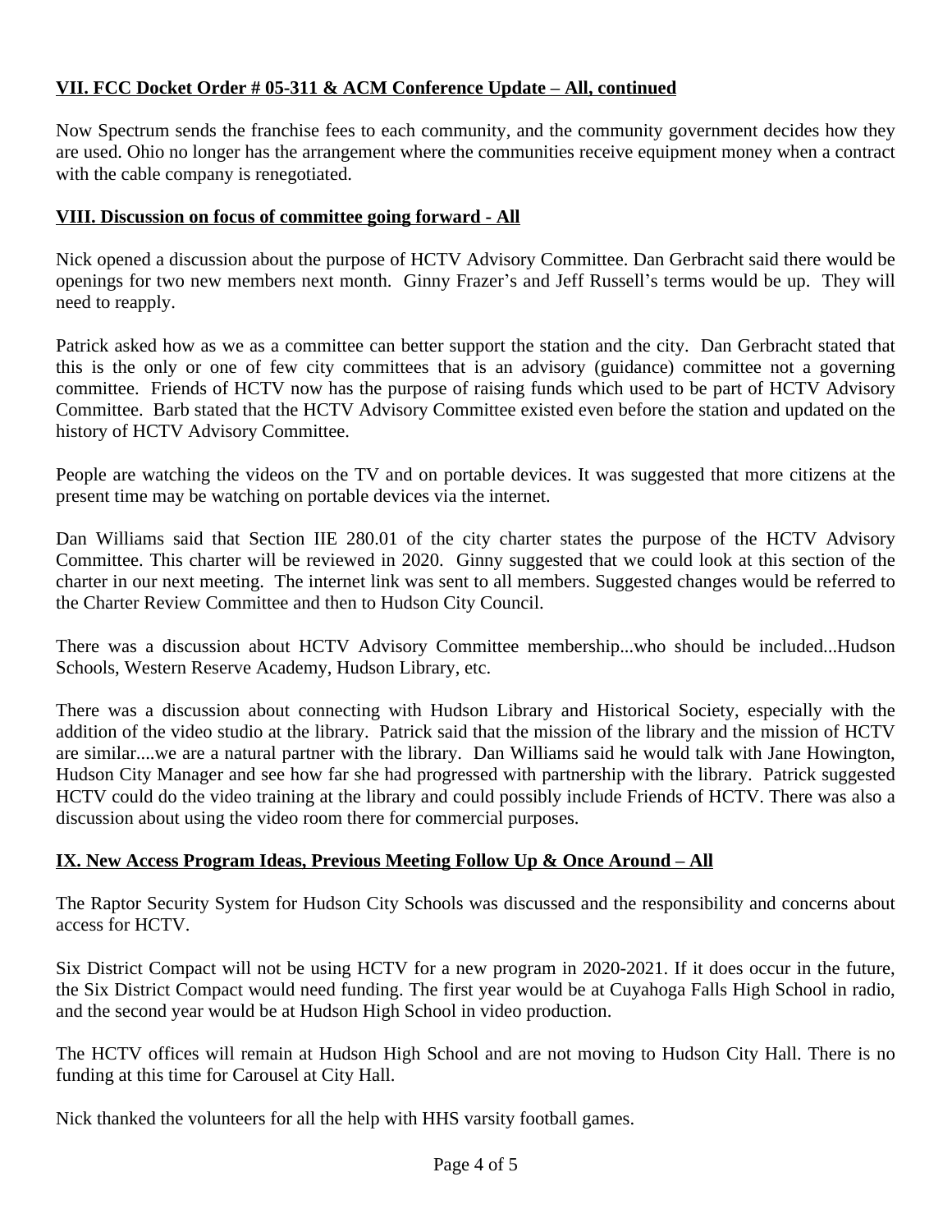## VII. FCC Docket Order # 05-311 & ACM Conference Update – All, continued

Now Spectrum sends the franchise fees to each community, and the community government decides how they are used. Ohio no longer has the arrangement where the communities receive equipment money when a contract with the cable company is renegotiated.

## VIII. Discussion on focus of committee going forward - All

Nick opened a discussion about the purpose of HCTV Advisory Committee. Dan Gerbracht said there would be openings for two new members next month. Ginny Frazer's and Jeff Russell's terms would be up. They will need to reapply.

Patrick asked how as we as a committee can better support the station and the city. Dan Gerbracht stated that this is the only or one of few city committees that is an advisory (guidance) committee not a governing committee. Friends of HCTV now has the purpose of raising funds which used to be part of HCTV Advisory Committee. Barb stated that the HCTV Advisory Committee existed even before the station and updated on the history of HCTV Advisory Committee.

People are watching the videos on the TV and on portable devices. It was suggested that more citizens at the present time may be watching on portable devices via the internet.

Dan Williams said that Section IIE 280.01 of the city charter states the purpose of the HCTV Advisory Committee. This charter will be reviewed in 2020. Ginny suggested that we could look at this section of the charter in our next meeting. The internet link was sent to all members. Suggested changes would be referred to the Charter Review Committee and then to Hudson City Council.

There was a discussion about HCTV Advisory Committee membership...who should be included...Hudson Schools, Western Reserve Academy, Hudson Library, etc.

There was a discussion about connecting with Hudson Library and Historical Society, especially with the addition of the video studio at the library. Patrick said that the mission of the library and the mission of HCTV are similar....we are a natural partner with the library. Dan Williams said he would talk with Jane Howington, Hudson City Manager and see how far she had progressed with partnership with the library. Patrick suggested HCTV could do the video training at the library and could possibly include Friends of HCTV. There was also a discussion about using the video room there for commercial purposes.

## IX. New Access Program Ideas, Previous Meeting Follow Up & Once Around – All

The Raptor Security System for Hudson City Schools was discussed and the responsibility and concerns about access for HCTV.

Six District Compact will not be using HCTV for a new program in 2020-2021. If it does occur in the future, the Six District Compact would need funding. The first year would be at Cuyahoga Falls High School in radio, and the second year would be at Hudson High School in video production.

The HCTV offices will remain at Hudson High School and are not moving to Hudson City Hall. There is no funding at this time for Carousel at City Hall.

Nick thanked the volunteers for all the help with HHS varsity football games.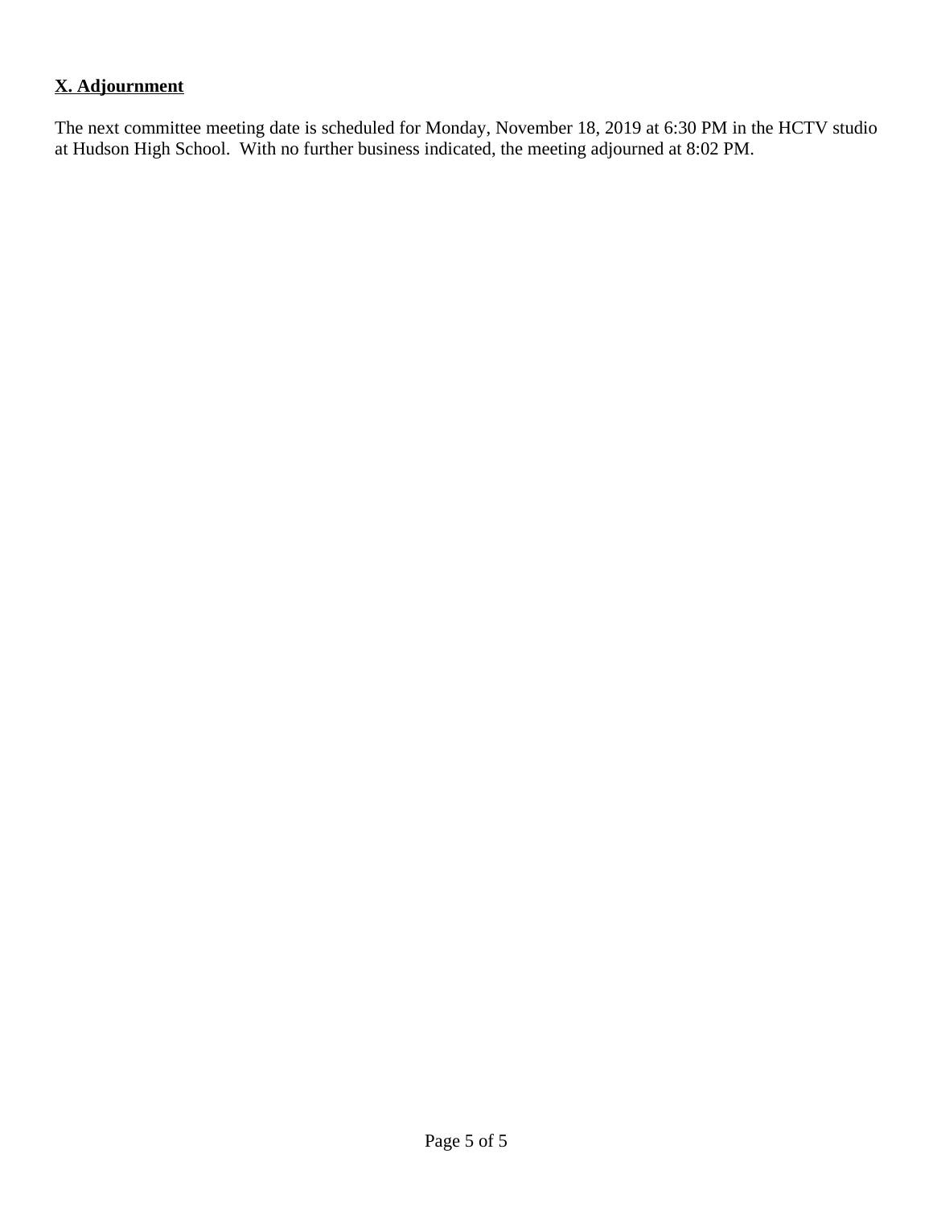## X. Adjournment

The next committee meeting date is scheduled for Monday, November 18, 2019 at 6:30 PM in the HCTV studio at Hudson High School. With no further business indicated, the meeting adjourned at 8:02 PM.